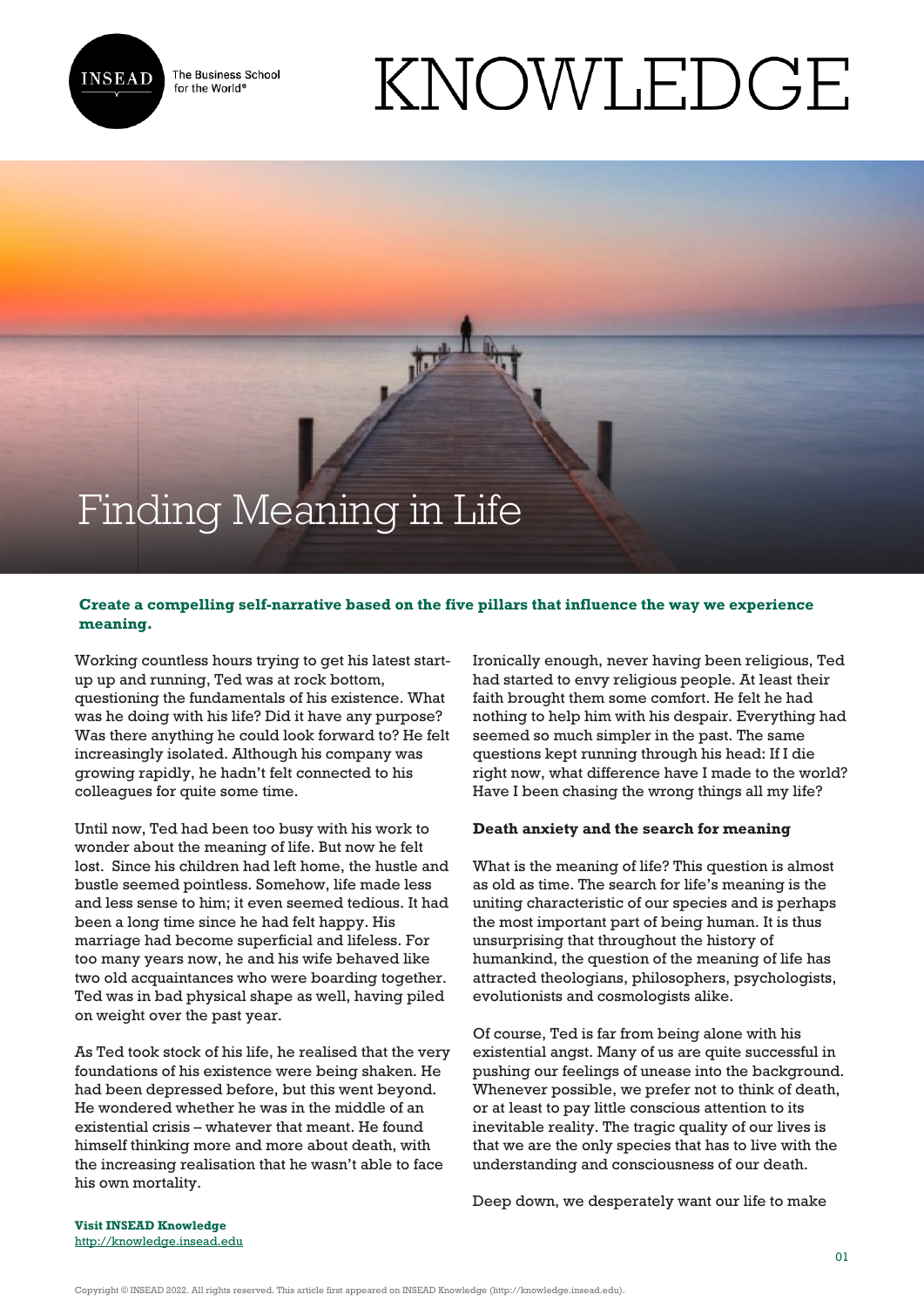# Finding Meaning in Life

**Create a compelling self-narrative based on the five pillars that influence the way we experience meaning.**

Working countless hours trying to get his latest start-up up and running, Ted was at rock bottom, questioning the fundamentals of his existence. What was he doing with his life? Did it have any purpose? Was there anything he could look forward to? He felt increasingly isolated. Although his company was growing rapidly, he hadn't felt connected to his colleagues for quite some time.

Until now, Ted had been too busy with his work to wonder about the meaning of life. But now he felt lost. Since his children had left home, the hustle and bustle seemed pointless. Somehow, life made less and less sense to him; it even seemed tedious. It had been a long time since he had felt happy. His marriage had become superficial and lifeless. For too many years now, he and his wife behaved like two old acquaintances who were boarding together. Ted was in bad physical shape as well, having piled on weight over the past year.

As Ted took stock of his life, he realised that the very foundations of his existence were being shaken. He had been depressed before, but this went beyond. He wondered whether he was in the middle of an existential crisis – whatever that meant. He found himself thinking more and more about death, with the increasing realisation that he wasn't able to face his own mortality.

Ironically enough, never having been religious, Ted had started to envy religious people. At least their faith brought them some comfort. He felt he had nothing to help him with his despair. Everything had seemed so much simpler in the past. The same questions kept running through his head: If I die right now, what difference have I made to the world? Have I been chasing the wrong things all my life?

**Death anxiety and the search for meaning**

What is the meaning of life? This question is almost as old as time. The search for life's meaning is the uniting characteristic of our species and is perhaps the most important part of being human. It is thus unsurprising that throughout the history of humankind, the question of the meaning of life has attracted theologians, philosophers, psychologists, evolutionists and cosmologists alike.

Of course, Ted is far from being alone with his existential angst. Many of us are quite successful in pushing our feelings of unease into the background. Whenever possible, we prefer not to think of death, or at least to pay little conscious attention to its inevitable reality. The tragic quality of our lives is that we are the only species that has to live with the understanding and consciousness of our death.

Deep down, we desperately want our life to make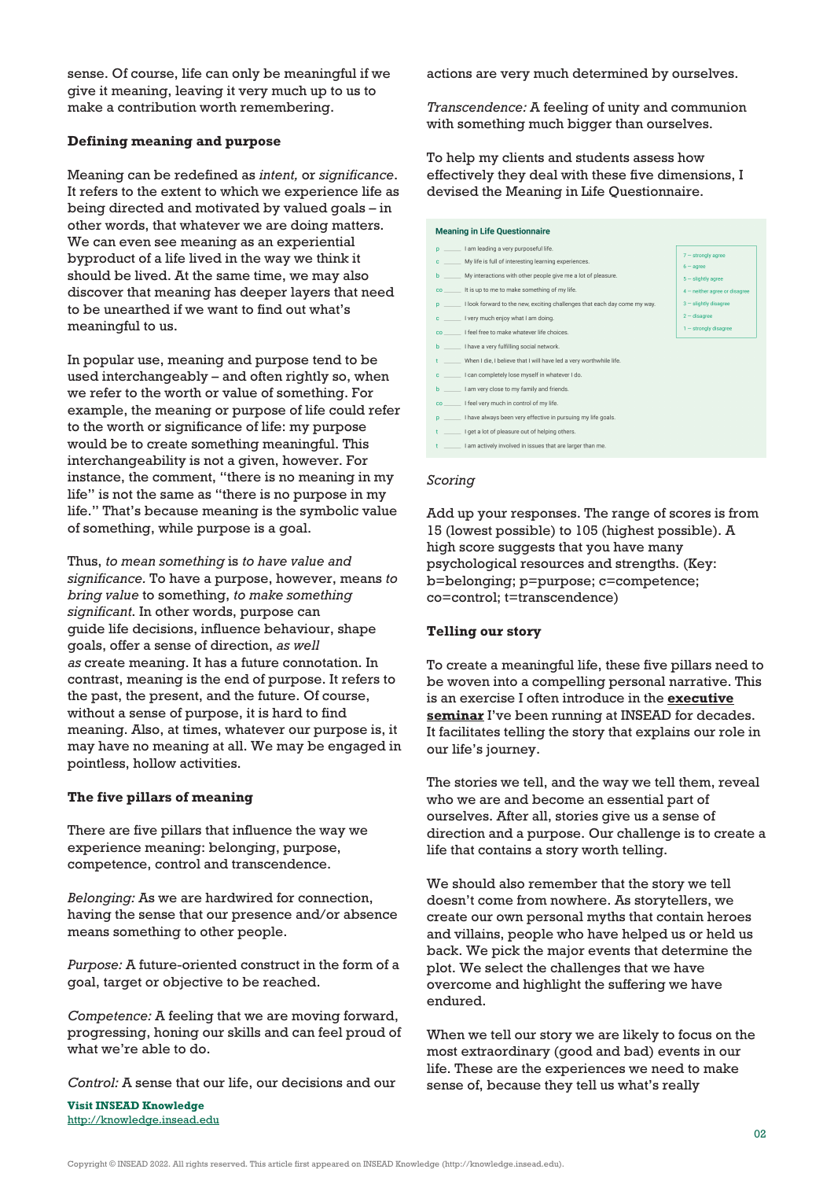sense. Of course, life can only be meaningful if we give it meaning, leaving it very much up to us to make a contribution worth remembering.

**Defining meaning and purpose**

Meaning can be redefined as *intent,* or *significance*. It refers to the extent to which we experience life as being directed and motivated by valued goals – in other words, that whatever we are doing matters. We can even see meaning as an experiential byproduct of a life lived in the way we think it should be lived. At the same time, we may also discover that meaning has deeper layers that need to be unearthed if we want to find out what's meaningful to us.

In popular use, meaning and purpose tend to be used interchangeably – and often rightly so, when we refer to the worth or value of something. For example, the meaning or purpose of life could refer to the worth or significance of life: my purpose would be to create something meaningful. This interchangeability is not a given, however. For instance, the comment, "there is no meaning in my life" is not the same as "there is no purpose in my life." That's because meaning is the symbolic value of something, while purpose is a goal.

Thus, *to mean something* is *to have value and significance.* To have a purpose, however, means *to bring value* to something, *to make something significant.* In other words, purpose can guide life decisions, influence behaviour, shape goals, offer a sense of direction, *as well as* create meaning. It has a future connotation. In contrast, meaning is the end of purpose. It refers to the past, the present, and the future. Of course, without a sense of purpose, it is hard to find meaning. Also, at times, whatever our purpose is, it may have no meaning at all. We may be engaged in pointless, hollow activities.

**The five pillars of meaning**

There are five pillars that influence the way we experience meaning: belonging, purpose, competence, control and transcendence.

*Belonging:* As we are hardwired for connection, having the sense that our presence and/or absence means something to other people.

*Purpose:* A future-oriented construct in the form of a goal, target or objective to be reached.

*Competence:* A feeling that we are moving forward, progressing, honing our skills and can feel proud of what we're able to do.

*Control:* A sense that our life, our decisions and our actions are very much determined by ourselves.

*Transcendence:* A feeling of unity and communion with something much bigger than ourselves.

To help my clients and students assess how effectively they deal with these five dimensions, I devised the Meaning in Life Questionnaire.

**Meaning in Life Questionnaire**

p ______ I am leading a very purposeful life.
c ______ My life is full of interesting learning experiences.
b ______ My interactions with other people give me a lot of pleasure.
co ______ It is up to me to make something of my life.
p ______ I look forward to the new, exciting challenges that each day come my way.
c ______ I very much enjoy what I am doing.
co ______ I feel free to make whatever life choices.
b ______ I have a very fulfilling social network.
t ______ When I die, I believe that I will have led a very worthwhile life.
c ______ I can completely lose myself in whatever I do.
b ______ I am very close to my family and friends.
co ______ I feel very much in control of my life.
p ______ I have always been very effective in pursuing my life goals.
t ______ I get a lot of pleasure out of helping others.
t ______ I am actively involved in issues that are larger than me.

7 – strongly agree
6 – agree
5 – slightly agree
4 – neither agree or disagree
3 – slightly disagree
2 – disagree
1 – strongly disagree

*Scoring*

Add up your responses. The range of scores is from 15 (lowest possible) to 105 (highest possible). A high score suggests that you have many psychological resources and strengths. (Key: b=belonging; p=purpose; c=competence; co=control; t=transcendence)

**Telling our story**

To create a meaningful life, these five pillars need to be woven into a compelling personal narrative. This is an exercise I often introduce in the **executive seminar** I've been running at INSEAD for decades. It facilitates telling the story that explains our role in our life's journey.

The stories we tell, and the way we tell them, reveal who we are and become an essential part of ourselves. After all, stories give us a sense of direction and a purpose. Our challenge is to create a life that contains a story worth telling.

We should also remember that the story we tell doesn't come from nowhere. As storytellers, we create our own personal myths that contain heroes and villains, people who have helped us or held us back. We pick the major events that determine the plot. We select the challenges that we have overcome and highlight the suffering we have endured.

When we tell our story we are likely to focus on the most extraordinary (good and bad) events in our life. These are the experiences we need to make sense of, because they tell us what's really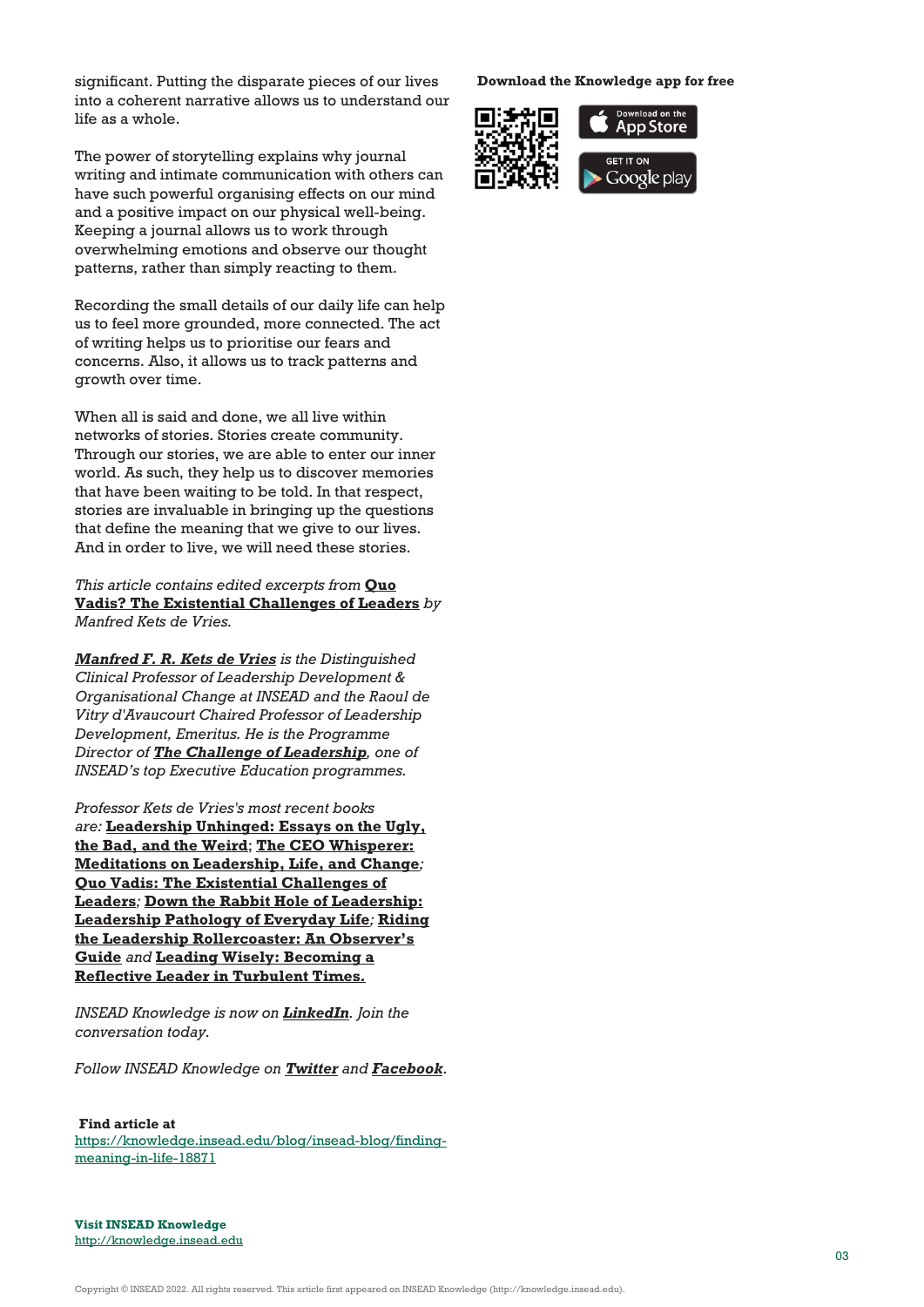significant. Putting the disparate pieces of our lives into a coherent narrative allows us to understand our life as a whole.

The power of storytelling explains why journal writing and intimate communication with others can have such powerful organising effects on our mind and a positive impact on our physical well-being. Keeping a journal allows us to work through overwhelming emotions and observe our thought patterns, rather than simply reacting to them.

Recording the small details of our daily life can help us to feel more grounded, more connected. The act of writing helps us to prioritise our fears and concerns. Also, it allows us to track patterns and growth over time.

When all is said and done, we all live within networks of stories. Stories create community. Through our stories, we are able to enter our inner world. As such, they help us to discover memories that have been waiting to be told. In that respect, stories are invaluable in bringing up the questions that define the meaning that we give to our lives. And in order to live, we will need these stories.

*This article contains edited excerpts from* **Quo Vadis? The Existential Challenges of Leaders** *by Manfred Kets de Vries.*

***Manfred F. R. Kets de Vries*** *is the Distinguished Clinical Professor of Leadership Development & Organisational Change at INSEAD and the Raoul de Vitry d'Avaucourt Chaired Professor of Leadership Development, Emeritus. He is the Programme Director of* ***The Challenge of Leadership****, one of INSEAD's top Executive Education programmes.*

*Professor Kets de Vries's most recent books are:* **Leadership Unhinged: Essays on the Ugly, the Bad, and the Weird**; **The CEO Whisperer: Meditations on Leadership, Life, and Change***;* **Quo Vadis: The Existential Challenges of Leaders***;* **Down the Rabbit Hole of Leadership: Leadership Pathology of Everyday Life***;* **Riding the Leadership Rollercoaster: An Observer's Guide** *and* **Leading Wisely: Becoming a Reflective Leader in Turbulent Times.**

*INSEAD Knowledge is now on* ***LinkedIn****. Join the conversation today.*

*Follow INSEAD Knowledge on* ***Twitter*** *and* ***Facebook****.*

**Find article at**
https://knowledge.insead.edu/blog/insead-blog/finding-meaning-in-life-18871

**Visit INSEAD Knowledge**
http://knowledge.insead.edu

**Download the Knowledge app for free**

Download on the App Store

GET IT ON Google play

Copyright © INSEAD 2022. All rights reserved. This article first appeared on INSEAD Knowledge (http://knowledge.insead.edu).